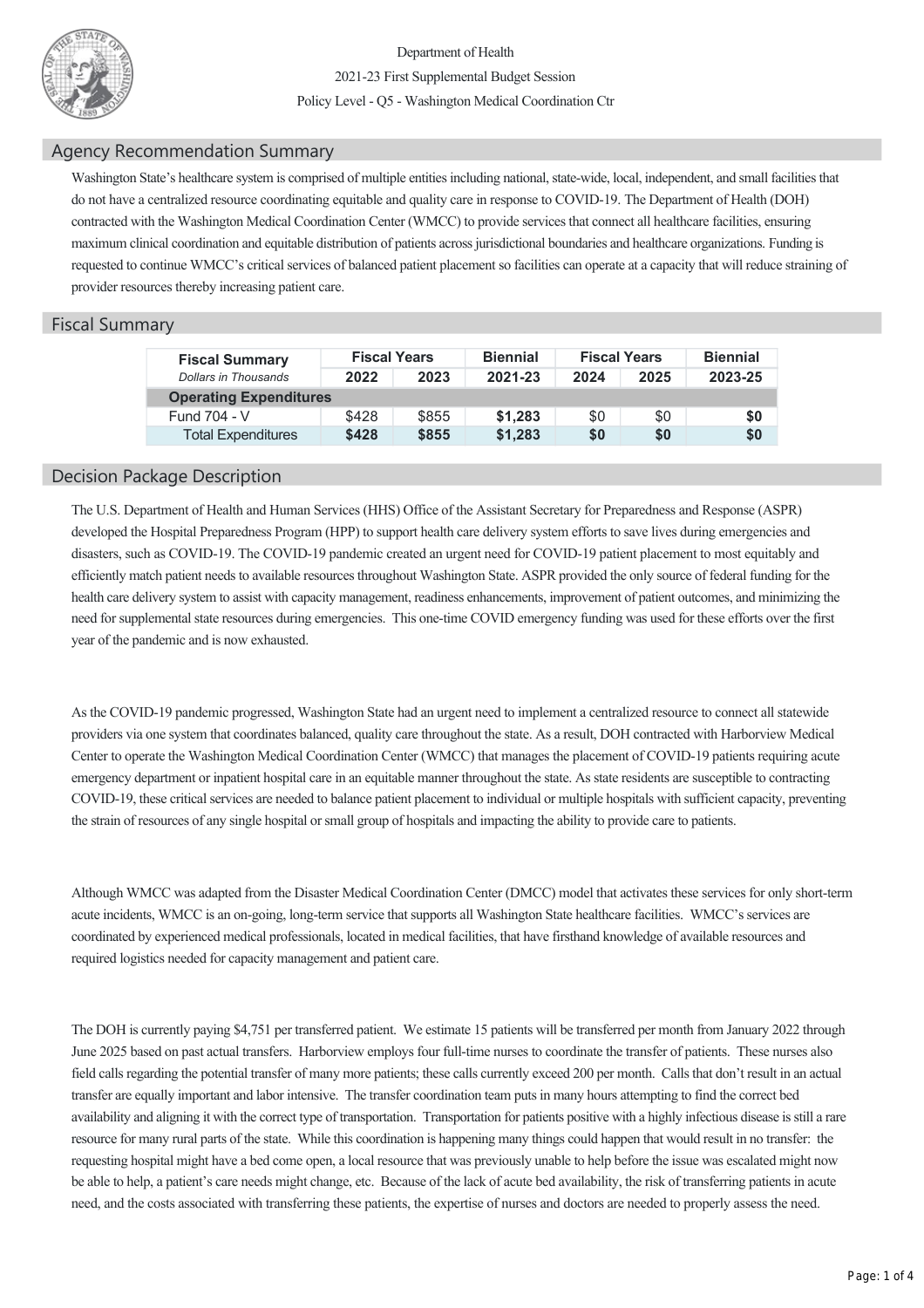Department of Health

2021-23 First Supplemental Budget Session

Policy Level - Q5 - Washington Medical Coordination Ctr

## Agency Recommendation Summary

Washington State's healthcare system is comprised of multiple entities including national, state-wide, local, independent, and small facilities that do not have a centralized resource coordinating equitable and quality care in response to COVID-19. The Department of Health (DOH) contracted with the Washington Medical Coordination Center (WMCC) to provide services that connect all healthcare facilities, ensuring maximum clinical coordination and equitable distribution of patients across jurisdictional boundaries and healthcare organizations. Funding is requested to continue WMCC's critical services of balanced patient placement so facilities can operate at a capacity that will reduce straining of provider resources thereby increasing patient care.

## Fiscal Summary

| Fiscal Summary | Fiscal Years | | Biennial | Fiscal Years | | Biennial |
|---|---|---|---|---|---|---|
| *Dollars in Thousands* | 2022 | 2023 | 2021-23 | 2024 | 2025 | 2023-25 |
| **Operating Expenditures** | | | | | | |
| Fund 704 - V | $428 | $855 | **$1,283** | $0 | $0 | **$0** |
| Total Expenditures | **$428** | **$855** | **$1,283** | **$0** | **$0** | **$0** |

## Decision Package Description

The U.S. Department of Health and Human Services (HHS) Office of the Assistant Secretary for Preparedness and Response (ASPR) developed the Hospital Preparedness Program (HPP) to support health care delivery system efforts to save lives during emergencies and disasters, such as COVID-19. The COVID-19 pandemic created an urgent need for COVID-19 patient placement to most equitably and efficiently match patient needs to available resources throughout Washington State. ASPR provided the only source of federal funding for the health care delivery system to assist with capacity management, readiness enhancements, improvement of patient outcomes, and minimizing the need for supplemental state resources during emergencies. This one-time COVID emergency funding was used for these efforts over the first year of the pandemic and is now exhausted.

As the COVID-19 pandemic progressed, Washington State had an urgent need to implement a centralized resource to connect all statewide providers via one system that coordinates balanced, quality care throughout the state. As a result, DOH contracted with Harborview Medical Center to operate the Washington Medical Coordination Center (WMCC) that manages the placement of COVID-19 patients requiring acute emergency department or inpatient hospital care in an equitable manner throughout the state. As state residents are susceptible to contracting COVID-19, these critical services are needed to balance patient placement to individual or multiple hospitals with sufficient capacity, preventing the strain of resources of any single hospital or small group of hospitals and impacting the ability to provide care to patients.

Although WMCC was adapted from the Disaster Medical Coordination Center (DMCC) model that activates these services for only short-term acute incidents, WMCC is an on-going, long-term service that supports all Washington State healthcare facilities. WMCC's services are coordinated by experienced medical professionals, located in medical facilities, that have firsthand knowledge of available resources and required logistics needed for capacity management and patient care.

The DOH is currently paying $4,751 per transferred patient. We estimate 15 patients will be transferred per month from January 2022 through June 2025 based on past actual transfers. Harborview employs four full-time nurses to coordinate the transfer of patients. These nurses also field calls regarding the potential transfer of many more patients; these calls currently exceed 200 per month. Calls that don't result in an actual transfer are equally important and labor intensive. The transfer coordination team puts in many hours attempting to find the correct bed availability and aligning it with the correct type of transportation. Transportation for patients positive with a highly infectious disease is still a rare resource for many rural parts of the state. While this coordination is happening many things could happen that would result in no transfer: the requesting hospital might have a bed come open, a local resource that was previously unable to help before the issue was escalated might now be able to help, a patient's care needs might change, etc. Because of the lack of acute bed availability, the risk of transferring patients in acute need, and the costs associated with transferring these patients, the expertise of nurses and doctors are needed to properly assess the need.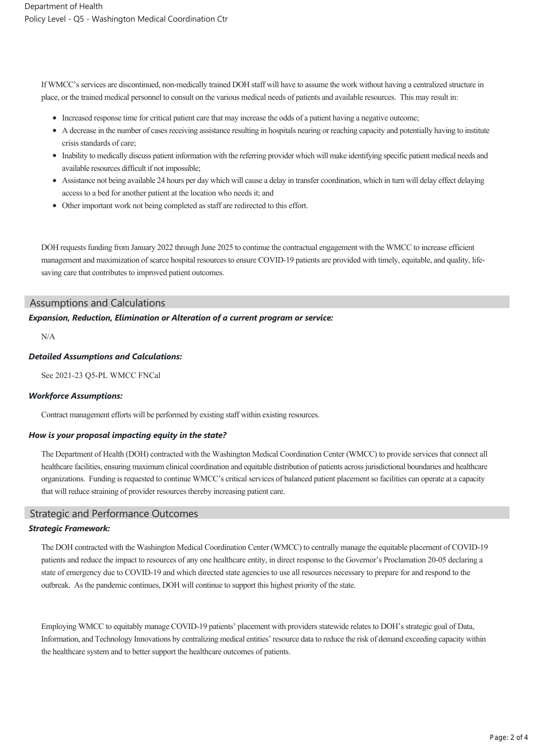If WMCC's services are discontinued, non-medically trained DOH staff will have to assume the work without having a centralized structure in place, or the trained medical personnel to consult on the various medical needs of patients and available resources. This may result in:

- Increased response time for critical patient care that may increase the odds of a patient having a negative outcome;
- A decrease in the number of cases receiving assistance resulting in hospitals nearing or reaching capacity and potentially having to institute crisis standards of care;
- Inability to medically discuss patient information with the referring provider which will make identifying specific patient medical needs and available resources difficult if not impossible;
- Assistance not being available 24 hours per day which will cause a delay in transfer coordination, which in turn will delay effect delaying access to a bed for another patient at the location who needs it; and
- Other important work not being completed as staff are redirected to this effort.

DOH requests funding from January 2022 through June 2025 to continue the contractual engagement with the WMCC to increase efficient management and maximization of scarce hospital resources to ensure COVID-19 patients are provided with timely, equitable, and quality, life-saving care that contributes to improved patient outcomes.

## Assumptions and Calculations

### *Expansion, Reduction, Elimination or Alteration of a current program or service:*

N/A

### *Detailed Assumptions and Calculations:*

See 2021-23 Q5-PL WMCC FNCal

### *Workforce Assumptions:*

Contract management efforts will be performed by existing staff within existing resources.

### *How is your proposal impacting equity in the state?*

The Department of Health (DOH) contracted with the Washington Medical Coordination Center (WMCC) to provide services that connect all healthcare facilities, ensuring maximum clinical coordination and equitable distribution of patients across jurisdictional boundaries and healthcare organizations. Funding is requested to continue WMCC's critical services of balanced patient placement so facilities can operate at a capacity that will reduce straining of provider resources thereby increasing patient care.

## Strategic and Performance Outcomes

### *Strategic Framework:*

The DOH contracted with the Washington Medical Coordination Center (WMCC) to centrally manage the equitable placement of COVID-19 patients and reduce the impact to resources of any one healthcare entity, in direct response to the Governor's Proclamation 20-05 declaring a state of emergency due to COVID-19 and which directed state agencies to use all resources necessary to prepare for and respond to the outbreak. As the pandemic continues, DOH will continue to support this highest priority of the state.

Employing WMCC to equitably manage COVID-19 patients' placement with providers statewide relates to DOH's strategic goal of Data, Information, and Technology Innovations by centralizing medical entities' resource data to reduce the risk of demand exceeding capacity within the healthcare system and to better support the healthcare outcomes of patients.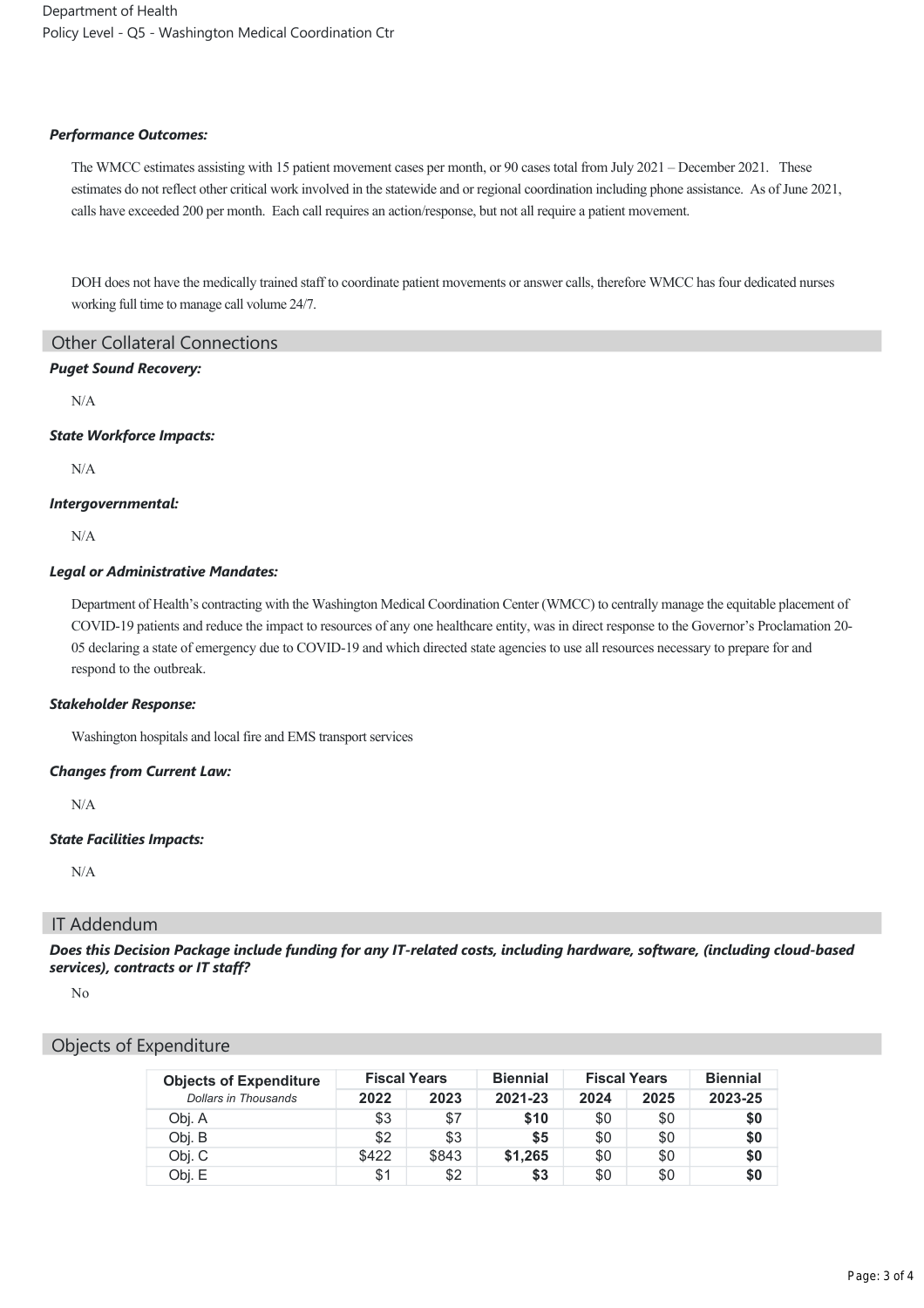#### *Performance Outcomes:*

The WMCC estimates assisting with 15 patient movement cases per month, or 90 cases total from July 2021 – December 2021. These estimates do not reflect other critical work involved in the statewide and or regional coordination including phone assistance. As of June 2021, calls have exceeded 200 per month. Each call requires an action/response, but not all require a patient movement.

DOH does not have the medically trained staff to coordinate patient movements or answer calls, therefore WMCC has four dedicated nurses working full time to manage call volume 24/7.

## Other Collateral Connections

#### *Puget Sound Recovery:*

N/A

#### *State Workforce Impacts:*

N/A

#### *Intergovernmental:*

N/A

#### *Legal or Administrative Mandates:*

Department of Health's contracting with the Washington Medical Coordination Center (WMCC) to centrally manage the equitable placement of COVID-19 patients and reduce the impact to resources of any one healthcare entity, was in direct response to the Governor's Proclamation 20-05 declaring a state of emergency due to COVID-19 and which directed state agencies to use all resources necessary to prepare for and respond to the outbreak.

#### *Stakeholder Response:*

Washington hospitals and local fire and EMS transport services

#### *Changes from Current Law:*

N/A

#### *State Facilities Impacts:*

N/A

## IT Addendum

#### *Does this Decision Package include funding for any IT-related costs, including hardware, software, (including cloud-based services), contracts or IT staff?*

No

## Objects of Expenditure

| **Objects of Expenditure** | **Fiscal Years** | | **Biennial** | **Fiscal Years** | | **Biennial** |
|---|---|---|---|---|---|---|
| *Dollars in Thousands* | **2022** | **2023** | **2021-23** | **2024** | **2025** | **2023-25** |
| Obj. A | $3 | $7 | **$10** | $0 | $0 | **$0** |
| Obj. B | $2 | $3 | **$5** | $0 | $0 | **$0** |
| Obj. C | $422 | $843 | **$1,265** | $0 | $0 | **$0** |
| Obj. E | $1 | $2 | **$3** | $0 | $0 | **$0** |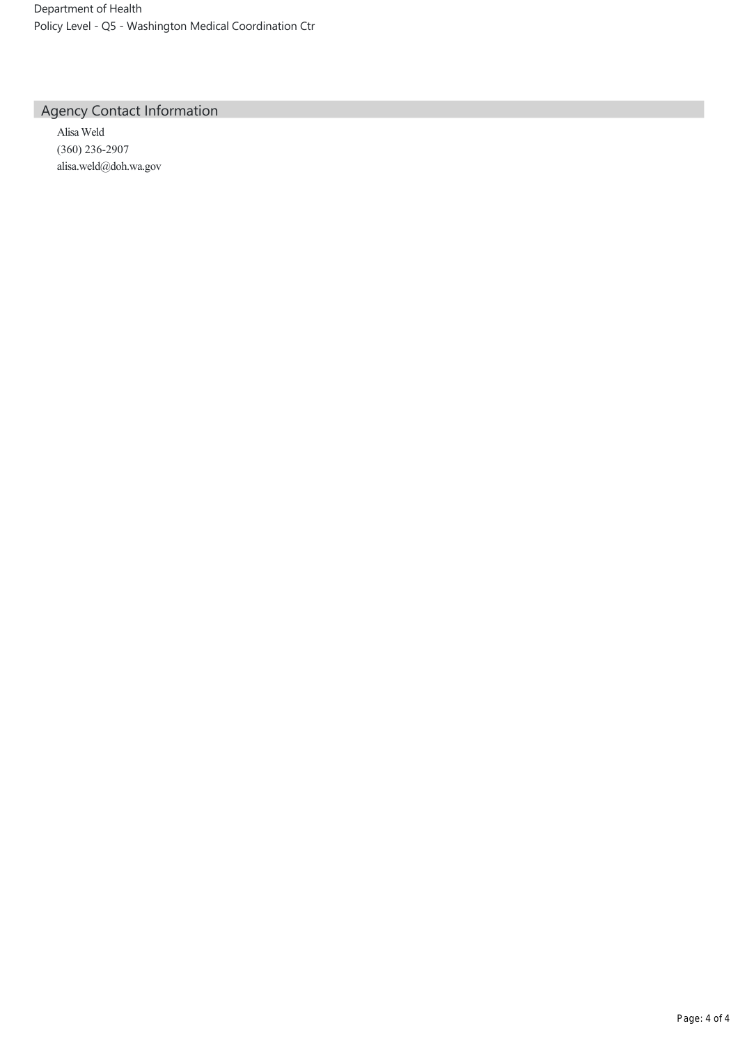## Agency Contact Information

Alisa Weld
(360) 236-2907
alisa.weld@doh.wa.gov